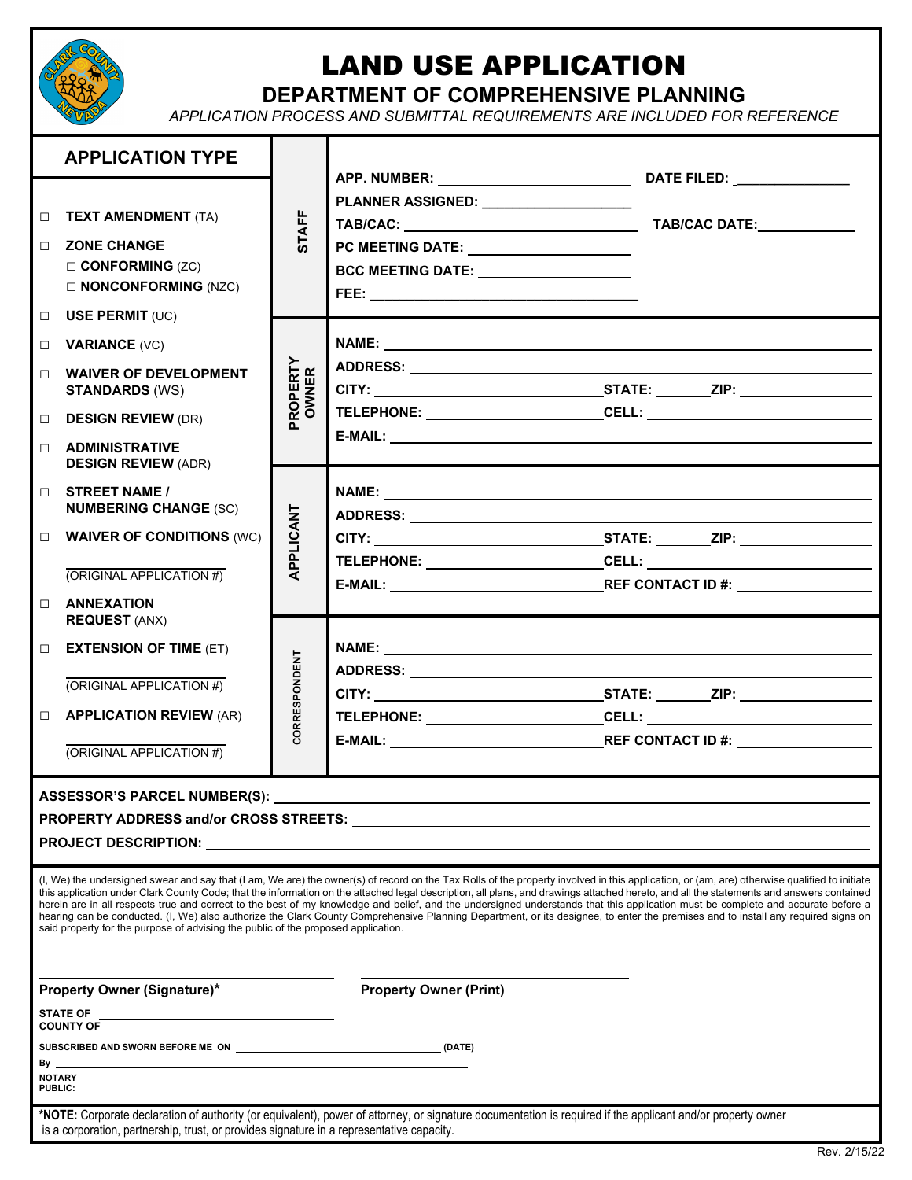# LAND USE APPLICATION

## DEPARTMENT OF COMPREHENSIVE PLANNING

*APPLICATION PROCESS AND SUBMITTAL REQUIREMENTS ARE INCLUDED FOR REFERENCE*

### APPLICATION TYPE

- ☐ **TEXT AMENDMENT** (TA)
- ☐ **ZONE CHANGE**
  - ☐ **CONFORMING** (ZC)
  - ☐ **NONCONFORMING** (NZC)
- ☐ **USE PERMIT** (UC)
- ☐ **VARIANCE** (VC)
- ☐ **WAIVER OF DEVELOPMENT STANDARDS** (WS)
- ☐ **DESIGN REVIEW** (DR)
- ☐ **ADMINISTRATIVE DESIGN REVIEW** (ADR)
- ☐ **STREET NAME / NUMBERING CHANGE** (SC)
- ☐ **WAIVER OF CONDITIONS** (WC)

  ______________ (ORIGINAL APPLICATION #)
- ☐ **ANNEXATION REQUEST** (ANX)
- ☐ **EXTENSION OF TIME** (ET)

  ______________ (ORIGINAL APPLICATION #)
- ☐ **APPLICATION REVIEW** (AR)

  ______________ (ORIGINAL APPLICATION #)

### STAFF

**APP. NUMBER:** ______________ **DATE FILED:** ______________

**PLANNER ASSIGNED:** ______________

**TAB/CAC:** ______________ **TAB/CAC DATE:** ______________

**PC MEETING DATE:** ______________

**BCC MEETING DATE:** ______________

**FEE:** ______________

### PROPERTY OWNER

**NAME:** ______________

**ADDRESS:** ______________

**CITY:** ______________ **STATE:** ______ **ZIP:** ______________

**TELEPHONE:** ______________ **CELL:** ______________

**E-MAIL:** ______________

### APPLICANT

**NAME:** ______________

**ADDRESS:** ______________

**CITY:** ______________ **STATE:** ______ **ZIP:** ______________

**TELEPHONE:** ______________ **CELL:** ______________

**E-MAIL:** ______________ **REF CONTACT ID #:** ______________

### CORRESPONDENT

**NAME:** ______________

**ADDRESS:** ______________

**CITY:** ______________ **STATE:** ______ **ZIP:** ______________

**TELEPHONE:** ______________ **CELL:** ______________

**E-MAIL:** ______________ **REF CONTACT ID #:** ______________

---

**ASSESSOR'S PARCEL NUMBER(S):** ______________

**PROPERTY ADDRESS and/or CROSS STREETS:** ______________

**PROJECT DESCRIPTION:** ______________

(I, We) the undersigned swear and say that (I am, We are) the owner(s) of record on the Tax Rolls of the property involved in this application, or (am, are) otherwise qualified to initiate this application under Clark County Code; that the information on the attached legal description, all plans, and drawings attached hereto, and all the statements and answers contained herein are in all respects true and correct to the best of my knowledge and belief, and the undersigned understands that this application must be complete and accurate before a hearing can be conducted. (I, We) also authorize the Clark County Comprehensive Planning Department, or its designee, to enter the premises and to install any required signs on said property for the purpose of advising the public of the proposed application.

______________ **Property Owner (Signature)*** ______________ **Property Owner (Print)**

**STATE OF** ______________

**COUNTY OF** ______________

**SUBSCRIBED AND SWORN BEFORE ME ON** ______________ **(DATE)**

**By** ______________

**NOTARY PUBLIC:** ______________

***NOTE:** Corporate declaration of authority (or equivalent), power of attorney, or signature documentation is required if the applicant and/or property owner is a corporation, partnership, trust, or provides signature in a representative capacity.

Rev. 2/15/22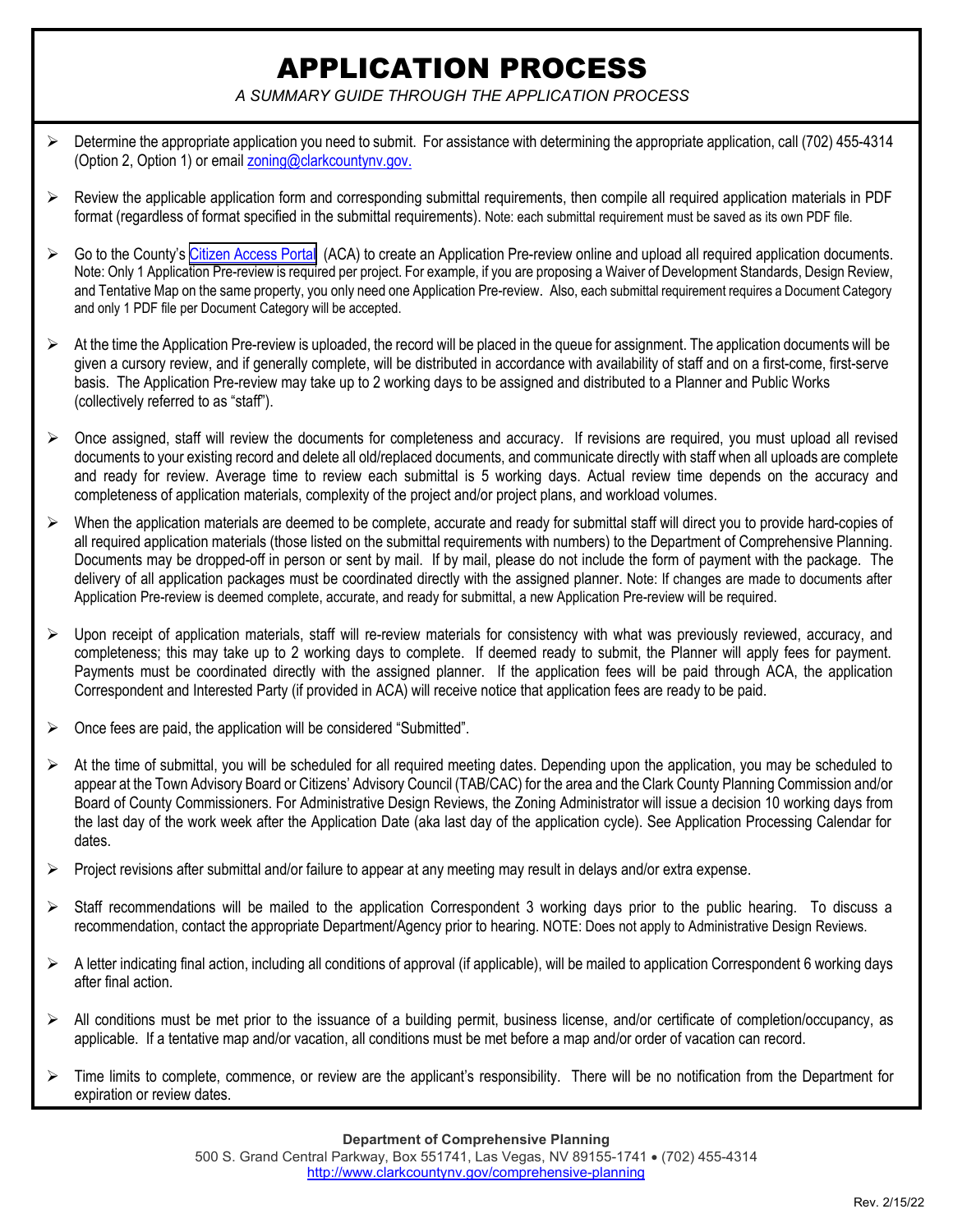# APPLICATION PROCESS

*A SUMMARY GUIDE THROUGH THE APPLICATION PROCESS*

- Determine the appropriate application you need to submit. For assistance with determining the appropriate application, call (702) 455-4314 (Option 2, Option 1) or email zoning@clarkcountynv.gov.

- Review the applicable application form and corresponding submittal requirements, then compile all required application materials in PDF format (regardless of format specified in the submittal requirements). Note: each submittal requirement must be saved as its own PDF file.

- Go to the County's Citizen Access Portal (ACA) to create an Application Pre-review online and upload all required application documents. Note: Only 1 Application Pre-review is required per project. For example, if you are proposing a Waiver of Development Standards, Design Review, and Tentative Map on the same property, you only need one Application Pre-review. Also, each submittal requirement requires a Document Category and only 1 PDF file per Document Category will be accepted.

- At the time the Application Pre-review is uploaded, the record will be placed in the queue for assignment. The application documents will be given a cursory review, and if generally complete, will be distributed in accordance with availability of staff and on a first-come, first-serve basis. The Application Pre-review may take up to 2 working days to be assigned and distributed to a Planner and Public Works (collectively referred to as "staff").

- Once assigned, staff will review the documents for completeness and accuracy. If revisions are required, you must upload all revised documents to your existing record and delete all old/replaced documents, and communicate directly with staff when all uploads are complete and ready for review. Average time to review each submittal is 5 working days. Actual review time depends on the accuracy and completeness of application materials, complexity of the project and/or project plans, and workload volumes.

- When the application materials are deemed to be complete, accurate and ready for submittal staff will direct you to provide hard-copies of all required application materials (those listed on the submittal requirements with numbers) to the Department of Comprehensive Planning. Documents may be dropped-off in person or sent by mail. If by mail, please do not include the form of payment with the package. The delivery of all application packages must be coordinated directly with the assigned planner. Note: If changes are made to documents after Application Pre-review is deemed complete, accurate, and ready for submittal, a new Application Pre-review will be required.

- Upon receipt of application materials, staff will re-review materials for consistency with what was previously reviewed, accuracy, and completeness; this may take up to 2 working days to complete. If deemed ready to submit, the Planner will apply fees for payment. Payments must be coordinated directly with the assigned planner. If the application fees will be paid through ACA, the application Correspondent and Interested Party (if provided in ACA) will receive notice that application fees are ready to be paid.

- Once fees are paid, the application will be considered "Submitted".

- At the time of submittal, you will be scheduled for all required meeting dates. Depending upon the application, you may be scheduled to appear at the Town Advisory Board or Citizens' Advisory Council (TAB/CAC) for the area and the Clark County Planning Commission and/or Board of County Commissioners. For Administrative Design Reviews, the Zoning Administrator will issue a decision 10 working days from the last day of the work week after the Application Date (aka last day of the application cycle). See Application Processing Calendar for dates.

- Project revisions after submittal and/or failure to appear at any meeting may result in delays and/or extra expense.

- Staff recommendations will be mailed to the application Correspondent 3 working days prior to the public hearing. To discuss a recommendation, contact the appropriate Department/Agency prior to hearing. NOTE: Does not apply to Administrative Design Reviews.

- A letter indicating final action, including all conditions of approval (if applicable), will be mailed to application Correspondent 6 working days after final action.

- All conditions must be met prior to the issuance of a building permit, business license, and/or certificate of completion/occupancy, as applicable. If a tentative map and/or vacation, all conditions must be met before a map and/or order of vacation can record.

- Time limits to complete, commence, or review are the applicant's responsibility. There will be no notification from the Department for expiration or review dates.

**Department of Comprehensive Planning**
500 S. Grand Central Parkway, Box 551741, Las Vegas, NV 89155-1741 • (702) 455-4314
http://www.clarkcountynv.gov/comprehensive-planning

Rev. 2/15/22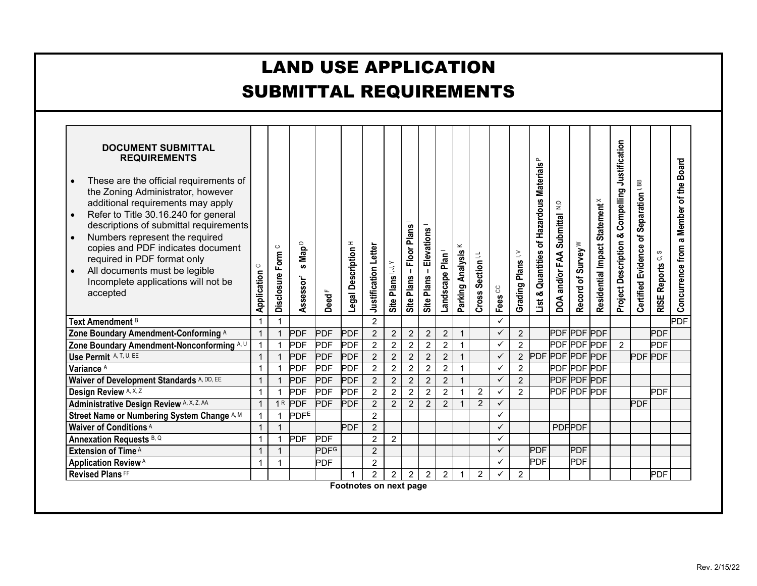# LAND USE APPLICATION
# SUBMITTAL REQUIREMENTS

**DOCUMENT SUBMITTAL REQUIREMENTS**

- These are the official requirements of the Zoning Administrator, however additional requirements may apply
- Refer to Title 30.16.240 for general descriptions of submittal requirements
- Numbers represent the required copies and PDF indicates document required in PDF format only
- All documents must be legible Incomplete applications will not be accepted

| | Application [C] | Disclosure Form [C] | Assessor's Map [D] | Deed [F] | Legal Description [H] | Justification Letter | Site Plans [I, J, Y] | Site Plans – Floor Plans [I] | Site Plans – Elevations [I] | Landscape Plan [I] | Parking Analysis [K] | Cross Section [I, L] | Fees [CC] | Grading Plans [I, V] | List & Quantities of Hazardous Materials [P] | DOA and/or FAA Submittal [N,O] | Record of Survey [W] | Residential Impact Statement [X] | Project Description & Compelling Justification | Certified Evidence of Separation [I, BB] | RISE Reports [C, S] | Concurrence from a Member of the Board |
|---|---|---|---|---|---|---|---|---|---|---|---|---|---|---|---|---|---|---|---|---|---|---|
| **Text Amendment** [B] | 1 | 1 | | | | 2 | | | | | | | ✓ | | | | | | | | | PDF |
| **Zone Boundary Amendment-Conforming** [A] | 1 | 1 | PDF | PDF | PDF | 2 | 2 | 2 | 2 | 2 | 1 | | ✓ | 2 | | PDF | PDF | PDF | | | PDF | |
| **Zone Boundary Amendment-Nonconforming** [A, U] | 1 | 1 | PDF | PDF | PDF | 2 | 2 | 2 | 2 | 2 | 1 | | ✓ | 2 | | PDF | PDF | PDF | 2 | | PDF | |
| **Use Permit** [A, T, U, EE] | 1 | 1 | PDF | PDF | PDF | 2 | 2 | 2 | 2 | 2 | 1 | | ✓ | 2 | PDF | PDF | PDF | PDF | | PDF | PDF | |
| **Variance** [A] | 1 | 1 | PDF | PDF | PDF | 2 | 2 | 2 | 2 | 2 | 1 | | ✓ | 2 | | PDF | PDF | PDF | | | | |
| **Waiver of Development Standards** [A, DD, EE] | 1 | 1 | PDF | PDF | PDF | 2 | 2 | 2 | 2 | 2 | 1 | | ✓ | 2 | | PDF | PDF | PDF | | | | |
| **Design Review** [A, X, Z] | 1 | 1 | PDF | PDF | PDF | 2 | 2 | 2 | 2 | 2 | 1 | 2 | ✓ | 2 | | PDF | PDF | PDF | | | PDF | |
| **Administrative Design Review** [A, X, Z, AA] | 1 | 1 [R] | PDF | PDF | PDF | 2 | 2 | 2 | 2 | 2 | 1 | 2 | ✓ | | | | | | | PDF | | |
| **Street Name or Numbering System Change** [A, M] | 1 | 1 | PDF [E] | | | 2 | | | | | | | ✓ | | | | | | | | | |
| **Waiver of Conditions** [A] | 1 | 1 | | | PDF | 2 | | | | | | | ✓ | | | PDF | PDF | | | | | |
| **Annexation Requests** [B, Q] | 1 | 1 | PDF | PDF | | 2 | 2 | | | | | | ✓ | | | | | | | | | |
| **Extension of Time** [A] | 1 | 1 | | PDF [G] | | 2 | | | | | | | ✓ | | PDF | | PDF | | | | | |
| **Application Review** [A] | 1 | 1 | | PDF | | 2 | | | | | | | ✓ | | PDF | | PDF | | | | | |
| **Revised Plans** [FF] | | | | | 1 | 2 | 2 | 2 | 2 | 2 | 1 | 2 | ✓ | 2 | | | | | | | PDF | |

**Footnotes on next page**

Rev. 2/15/22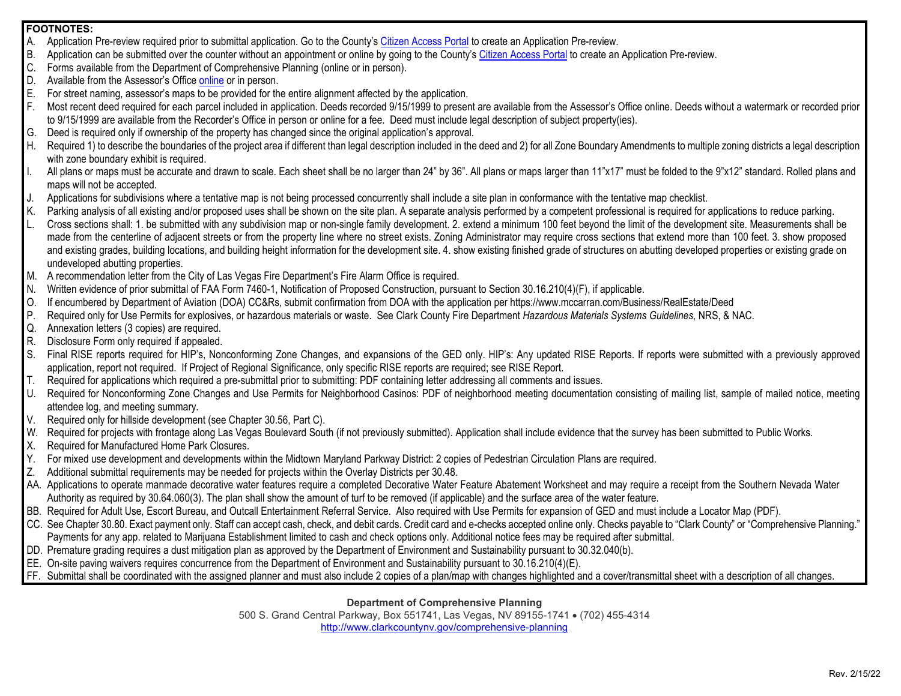**FOOTNOTES:**

A. Application Pre-review required prior to submittal application. Go to the County's Citizen Access Portal to create an Application Pre-review.
B. Application can be submitted over the counter without an appointment or online by going to the County's Citizen Access Portal to create an Application Pre-review.
C. Forms available from the Department of Comprehensive Planning (online or in person).
D. Available from the Assessor's Office online or in person.
E. For street naming, assessor's maps to be provided for the entire alignment affected by the application.
F. Most recent deed required for each parcel included in application. Deeds recorded 9/15/1999 to present are available from the Assessor's Office online. Deeds without a watermark or recorded prior to 9/15/1999 are available from the Recorder's Office in person or online for a fee. Deed must include legal description of subject property(ies).
G. Deed is required only if ownership of the property has changed since the original application's approval.
H. Required 1) to describe the boundaries of the project area if different than legal description included in the deed and 2) for all Zone Boundary Amendments to multiple zoning districts a legal description with zone boundary exhibit is required.
I. All plans or maps must be accurate and drawn to scale. Each sheet shall be no larger than 24" by 36". All plans or maps larger than 11"x17" must be folded to the 9"x12" standard. Rolled plans and maps will not be accepted.
J. Applications for subdivisions where a tentative map is not being processed concurrently shall include a site plan in conformance with the tentative map checklist.
K. Parking analysis of all existing and/or proposed uses shall be shown on the site plan. A separate analysis performed by a competent professional is required for applications to reduce parking.
L. Cross sections shall: 1. be submitted with any subdivision map or non-single family development. 2. extend a minimum 100 feet beyond the limit of the development site. Measurements shall be made from the centerline of adjacent streets or from the property line where no street exists. Zoning Administrator may require cross sections that extend more than 100 feet. 3. show proposed and existing grades, building locations, and building height information for the development site. 4. show existing finished grade of structures on abutting developed properties or existing grade on undeveloped abutting properties.
M. A recommendation letter from the City of Las Vegas Fire Department's Fire Alarm Office is required.
N. Written evidence of prior submittal of FAA Form 7460-1, Notification of Proposed Construction, pursuant to Section 30.16.210(4)(F), if applicable.
O. If encumbered by Department of Aviation (DOA) CC&Rs, submit confirmation from DOA with the application per https://www.mccarran.com/Business/RealEstate/Deed
P. Required only for Use Permits for explosives, or hazardous materials or waste. See Clark County Fire Department *Hazardous Materials Systems Guidelines*, NRS, & NAC.
Q. Annexation letters (3 copies) are required.
R. Disclosure Form only required if appealed.
S. Final RISE reports required for HIP's, Nonconforming Zone Changes, and expansions of the GED only. HIP's: Any updated RISE Reports. If reports were submitted with a previously approved application, report not required. If Project of Regional Significance, only specific RISE reports are required; see RISE Report.
T. Required for applications which required a pre-submittal prior to submitting: PDF containing letter addressing all comments and issues.
U. Required for Nonconforming Zone Changes and Use Permits for Neighborhood Casinos: PDF of neighborhood meeting documentation consisting of mailing list, sample of mailed notice, meeting attendee log, and meeting summary.
V. Required only for hillside development (see Chapter 30.56, Part C).
W. Required for projects with frontage along Las Vegas Boulevard South (if not previously submitted). Application shall include evidence that the survey has been submitted to Public Works.
X. Required for Manufactured Home Park Closures.
Y. For mixed use development and developments within the Midtown Maryland Parkway District: 2 copies of Pedestrian Circulation Plans are required.
Z. Additional submittal requirements may be needed for projects within the Overlay Districts per 30.48.
AA. Applications to operate manmade decorative water features require a completed Decorative Water Feature Abatement Worksheet and may require a receipt from the Southern Nevada Water Authority as required by 30.64.060(3). The plan shall show the amount of turf to be removed (if applicable) and the surface area of the water feature.
BB. Required for Adult Use, Escort Bureau, and Outcall Entertainment Referral Service. Also required with Use Permits for expansion of GED and must include a Locator Map (PDF).
CC. See Chapter 30.80. Exact payment only. Staff can accept cash, check, and debit cards. Credit card and e-checks accepted online only. Checks payable to "Clark County" or "Comprehensive Planning." Payments for any app. related to Marijuana Establishment limited to cash and check options only. Additional notice fees may be required after submittal.
DD. Premature grading requires a dust mitigation plan as approved by the Department of Environment and Sustainability pursuant to 30.32.040(b).
EE. On-site paving waivers requires concurrence from the Department of Environment and Sustainability pursuant to 30.16.210(4)(E).
FF. Submittal shall be coordinated with the assigned planner and must also include 2 copies of a plan/map with changes highlighted and a cover/transmittal sheet with a description of all changes.

**Department of Comprehensive Planning**
500 S. Grand Central Parkway, Box 551741, Las Vegas, NV 89155-1741 • (702) 455-4314
http://www.clarkcountynv.gov/comprehensive-planning

Rev. 2/15/22